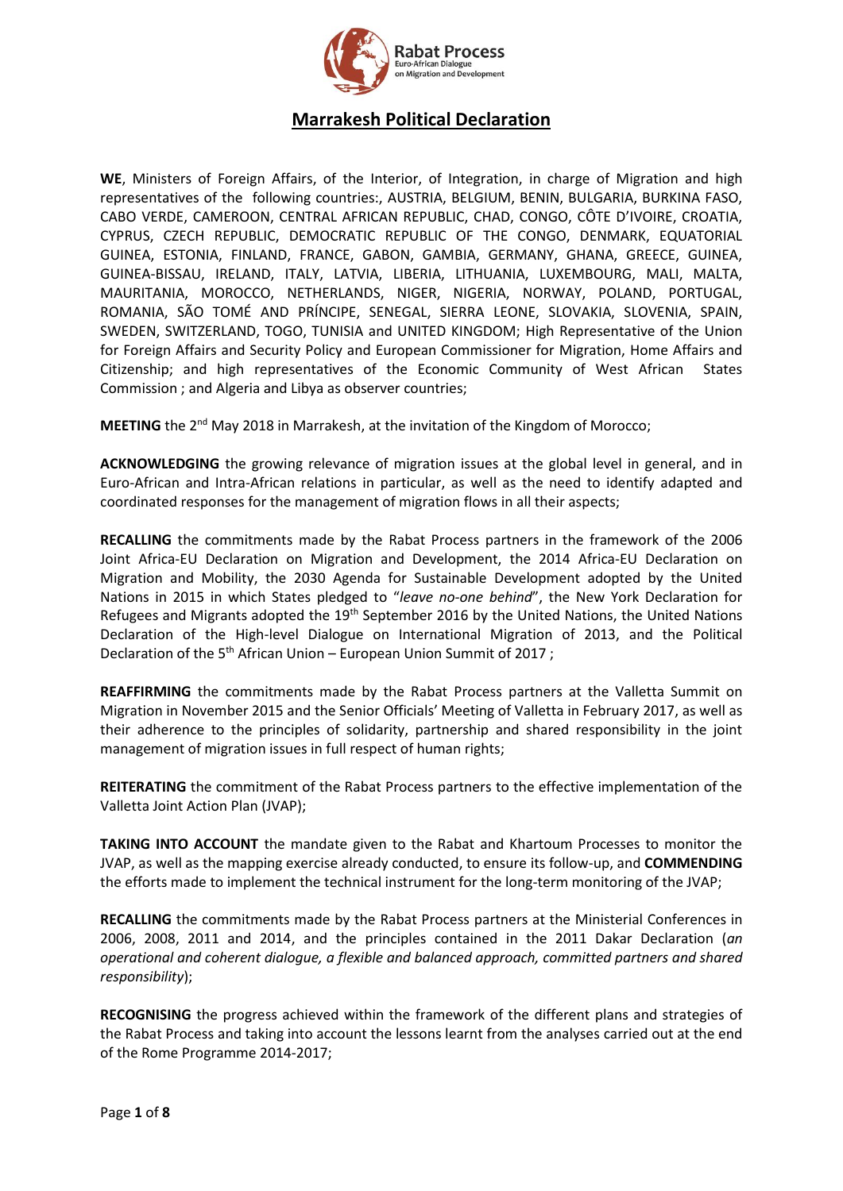# Marrakesh Political Declaration

**WE**, Ministers of Foreign Affairs, of the Interior, of Integration, in charge of Migration and high representatives of the following countries:, AUSTRIA, BELGIUM, BENIN, BULGARIA, BURKINA FASO, CABO VERDE, CAMEROON, CENTRAL AFRICAN REPUBLIC, CHAD, CONGO, CÔTE D'IVOIRE, CROATIA, CYPRUS, CZECH REPUBLIC, DEMOCRATIC REPUBLIC OF THE CONGO, DENMARK, EQUATORIAL GUINEA, ESTONIA, FINLAND, FRANCE, GABON, GAMBIA, GERMANY, GHANA, GREECE, GUINEA, GUINEA-BISSAU, IRELAND, ITALY, LATVIA, LIBERIA, LITHUANIA, LUXEMBOURG, MALI, MALTA, MAURITANIA, MOROCCO, NETHERLANDS, NIGER, NIGERIA, NORWAY, POLAND, PORTUGAL, ROMANIA, SÃO TOMÉ AND PRÍNCIPE, SENEGAL, SIERRA LEONE, SLOVAKIA, SLOVENIA, SPAIN, SWEDEN, SWITZERLAND, TOGO, TUNISIA and UNITED KINGDOM; High Representative of the Union for Foreign Affairs and Security Policy and European Commissioner for Migration, Home Affairs and Citizenship; and high representatives of the Economic Community of West African States Commission ; and Algeria and Libya as observer countries;

**MEETING** the 2nd May 2018 in Marrakesh, at the invitation of the Kingdom of Morocco;

**ACKNOWLEDGING** the growing relevance of migration issues at the global level in general, and in Euro-African and Intra-African relations in particular, as well as the need to identify adapted and coordinated responses for the management of migration flows in all their aspects;

**RECALLING** the commitments made by the Rabat Process partners in the framework of the 2006 Joint Africa-EU Declaration on Migration and Development, the 2014 Africa-EU Declaration on Migration and Mobility, the 2030 Agenda for Sustainable Development adopted by the United Nations in 2015 in which States pledged to "*leave no-one behind*", the New York Declaration for Refugees and Migrants adopted the 19th September 2016 by the United Nations, the United Nations Declaration of the High-level Dialogue on International Migration of 2013, and the Political Declaration of the 5th African Union – European Union Summit of 2017 ;

**REAFFIRMING** the commitments made by the Rabat Process partners at the Valletta Summit on Migration in November 2015 and the Senior Officials' Meeting of Valletta in February 2017, as well as their adherence to the principles of solidarity, partnership and shared responsibility in the joint management of migration issues in full respect of human rights;

**REITERATING** the commitment of the Rabat Process partners to the effective implementation of the Valletta Joint Action Plan (JVAP);

**TAKING INTO ACCOUNT** the mandate given to the Rabat and Khartoum Processes to monitor the JVAP, as well as the mapping exercise already conducted, to ensure its follow-up, and **COMMENDING** the efforts made to implement the technical instrument for the long-term monitoring of the JVAP;

**RECALLING** the commitments made by the Rabat Process partners at the Ministerial Conferences in 2006, 2008, 2011 and 2014, and the principles contained in the 2011 Dakar Declaration (*an operational and coherent dialogue, a flexible and balanced approach, committed partners and shared responsibility*);

**RECOGNISING** the progress achieved within the framework of the different plans and strategies of the Rabat Process and taking into account the lessons learnt from the analyses carried out at the end of the Rome Programme 2014-2017;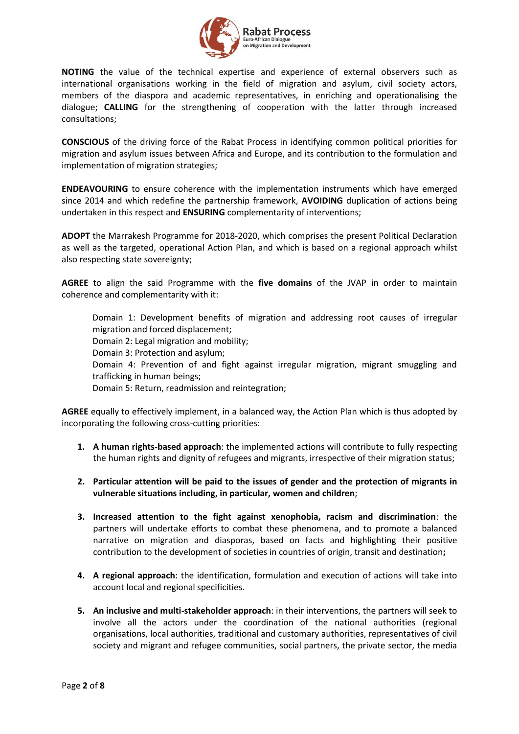**NOTING** the value of the technical expertise and experience of external observers such as international organisations working in the field of migration and asylum, civil society actors, members of the diaspora and academic representatives, in enriching and operationalising the dialogue; **CALLING** for the strengthening of cooperation with the latter through increased consultations;

**CONSCIOUS** of the driving force of the Rabat Process in identifying common political priorities for migration and asylum issues between Africa and Europe, and its contribution to the formulation and implementation of migration strategies;

**ENDEAVOURING** to ensure coherence with the implementation instruments which have emerged since 2014 and which redefine the partnership framework, **AVOIDING** duplication of actions being undertaken in this respect and **ENSURING** complementarity of interventions;

**ADOPT** the Marrakesh Programme for 2018-2020, which comprises the present Political Declaration as well as the targeted, operational Action Plan, and which is based on a regional approach whilst also respecting state sovereignty;

**AGREE** to align the said Programme with the **five domains** of the JVAP in order to maintain coherence and complementarity with it:

> Domain 1: Development benefits of migration and addressing root causes of irregular migration and forced displacement;
> Domain 2: Legal migration and mobility;
> Domain 3: Protection and asylum;
> Domain 4: Prevention of and fight against irregular migration, migrant smuggling and trafficking in human beings;
> Domain 5: Return, readmission and reintegration;

**AGREE** equally to effectively implement, in a balanced way, the Action Plan which is thus adopted by incorporating the following cross-cutting priorities:

1. **A human rights-based approach**: the implemented actions will contribute to fully respecting the human rights and dignity of refugees and migrants, irrespective of their migration status;

2. **Particular attention will be paid to the issues of gender and the protection of migrants in vulnerable situations including, in particular, women and children**;

3. **Increased attention to the fight against xenophobia, racism and discrimination**: the partners will undertake efforts to combat these phenomena, and to promote a balanced narrative on migration and diasporas, based on facts and highlighting their positive contribution to the development of societies in countries of origin, transit and destination**;**

4. **A regional approach**: the identification, formulation and execution of actions will take into account local and regional specificities.

5. **An inclusive and multi-stakeholder approach**: in their interventions, the partners will seek to involve all the actors under the coordination of the national authorities (regional organisations, local authorities, traditional and customary authorities, representatives of civil society and migrant and refugee communities, social partners, the private sector, the media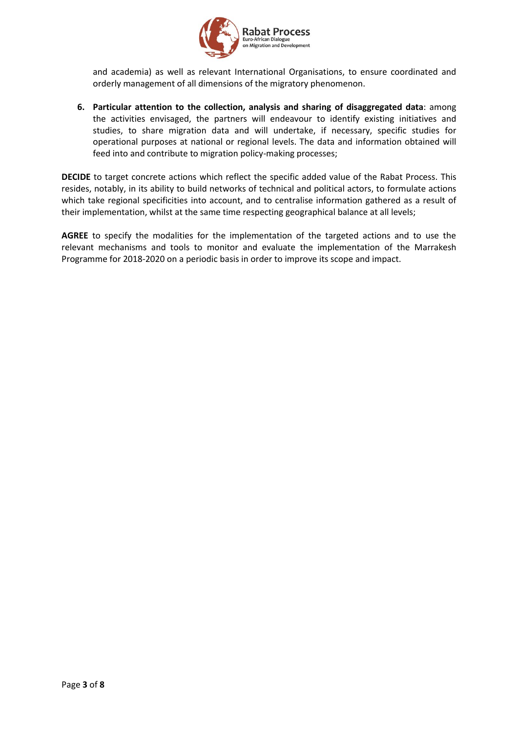and academia) as well as relevant International Organisations, to ensure coordinated and orderly management of all dimensions of the migratory phenomenon.

6. **Particular attention to the collection, analysis and sharing of disaggregated data**: among the activities envisaged, the partners will endeavour to identify existing initiatives and studies, to share migration data and will undertake, if necessary, specific studies for operational purposes at national or regional levels. The data and information obtained will feed into and contribute to migration policy-making processes;

**DECIDE** to target concrete actions which reflect the specific added value of the Rabat Process. This resides, notably, in its ability to build networks of technical and political actors, to formulate actions which take regional specificities into account, and to centralise information gathered as a result of their implementation, whilst at the same time respecting geographical balance at all levels;

**AGREE** to specify the modalities for the implementation of the targeted actions and to use the relevant mechanisms and tools to monitor and evaluate the implementation of the Marrakesh Programme for 2018-2020 on a periodic basis in order to improve its scope and impact.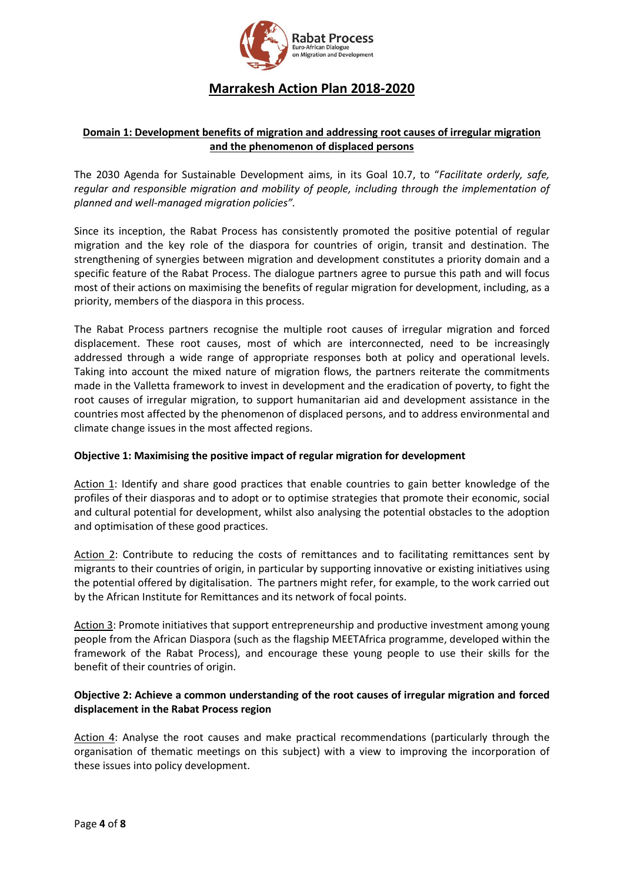# Marrakesh Action Plan 2018-2020

## Domain 1: Development benefits of migration and addressing root causes of irregular migration and the phenomenon of displaced persons

The 2030 Agenda for Sustainable Development aims, in its Goal 10.7, to "*Facilitate orderly, safe, regular and responsible migration and mobility of people, including through the implementation of planned and well-managed migration policies"*.

Since its inception, the Rabat Process has consistently promoted the positive potential of regular migration and the key role of the diaspora for countries of origin, transit and destination. The strengthening of synergies between migration and development constitutes a priority domain and a specific feature of the Rabat Process. The dialogue partners agree to pursue this path and will focus most of their actions on maximising the benefits of regular migration for development, including, as a priority, members of the diaspora in this process.

The Rabat Process partners recognise the multiple root causes of irregular migration and forced displacement. These root causes, most of which are interconnected, need to be increasingly addressed through a wide range of appropriate responses both at policy and operational levels. Taking into account the mixed nature of migration flows, the partners reiterate the commitments made in the Valletta framework to invest in development and the eradication of poverty, to fight the root causes of irregular migration, to support humanitarian aid and development assistance in the countries most affected by the phenomenon of displaced persons, and to address environmental and climate change issues in the most affected regions.

### Objective 1: Maximising the positive impact of regular migration for development

Action 1: Identify and share good practices that enable countries to gain better knowledge of the profiles of their diasporas and to adopt or to optimise strategies that promote their economic, social and cultural potential for development, whilst also analysing the potential obstacles to the adoption and optimisation of these good practices.

Action 2: Contribute to reducing the costs of remittances and to facilitating remittances sent by migrants to their countries of origin, in particular by supporting innovative or existing initiatives using the potential offered by digitalisation. The partners might refer, for example, to the work carried out by the African Institute for Remittances and its network of focal points.

Action 3: Promote initiatives that support entrepreneurship and productive investment among young people from the African Diaspora (such as the flagship MEETAfrica programme, developed within the framework of the Rabat Process), and encourage these young people to use their skills for the benefit of their countries of origin.

### Objective 2: Achieve a common understanding of the root causes of irregular migration and forced displacement in the Rabat Process region

Action 4: Analyse the root causes and make practical recommendations (particularly through the organisation of thematic meetings on this subject) with a view to improving the incorporation of these issues into policy development.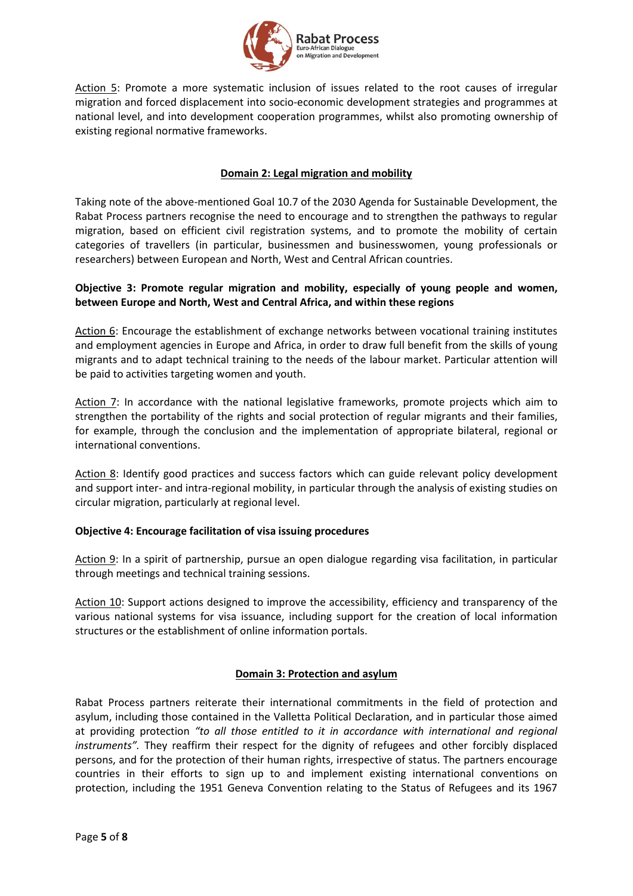<u>Action 5</u>: Promote a more systematic inclusion of issues related to the root causes of irregular migration and forced displacement into socio-economic development strategies and programmes at national level, and into development cooperation programmes, whilst also promoting ownership of existing regional normative frameworks.

## Domain 2: Legal migration and mobility

Taking note of the above-mentioned Goal 10.7 of the 2030 Agenda for Sustainable Development, the Rabat Process partners recognise the need to encourage and to strengthen the pathways to regular migration, based on efficient civil registration systems, and to promote the mobility of certain categories of travellers (in particular, businessmen and businesswomen, young professionals or researchers) between European and North, West and Central African countries.

**Objective 3: Promote regular migration and mobility, especially of young people and women, between Europe and North, West and Central Africa, and within these regions**

<u>Action 6</u>: Encourage the establishment of exchange networks between vocational training institutes and employment agencies in Europe and Africa, in order to draw full benefit from the skills of young migrants and to adapt technical training to the needs of the labour market. Particular attention will be paid to activities targeting women and youth.

<u>Action 7</u>: In accordance with the national legislative frameworks, promote projects which aim to strengthen the portability of the rights and social protection of regular migrants and their families, for example, through the conclusion and the implementation of appropriate bilateral, regional or international conventions.

<u>Action 8</u>: Identify good practices and success factors which can guide relevant policy development and support inter- and intra-regional mobility, in particular through the analysis of existing studies on circular migration, particularly at regional level.

**Objective 4: Encourage facilitation of visa issuing procedures**

<u>Action 9</u>: In a spirit of partnership, pursue an open dialogue regarding visa facilitation, in particular through meetings and technical training sessions.

<u>Action 10</u>: Support actions designed to improve the accessibility, efficiency and transparency of the various national systems for visa issuance, including support for the creation of local information structures or the establishment of online information portals.

## Domain 3: Protection and asylum

Rabat Process partners reiterate their international commitments in the field of protection and asylum, including those contained in the Valletta Political Declaration, and in particular those aimed at providing protection *"to all those entitled to it in accordance with international and regional instruments"*. They reaffirm their respect for the dignity of refugees and other forcibly displaced persons, and for the protection of their human rights, irrespective of status. The partners encourage countries in their efforts to sign up to and implement existing international conventions on protection, including the 1951 Geneva Convention relating to the Status of Refugees and its 1967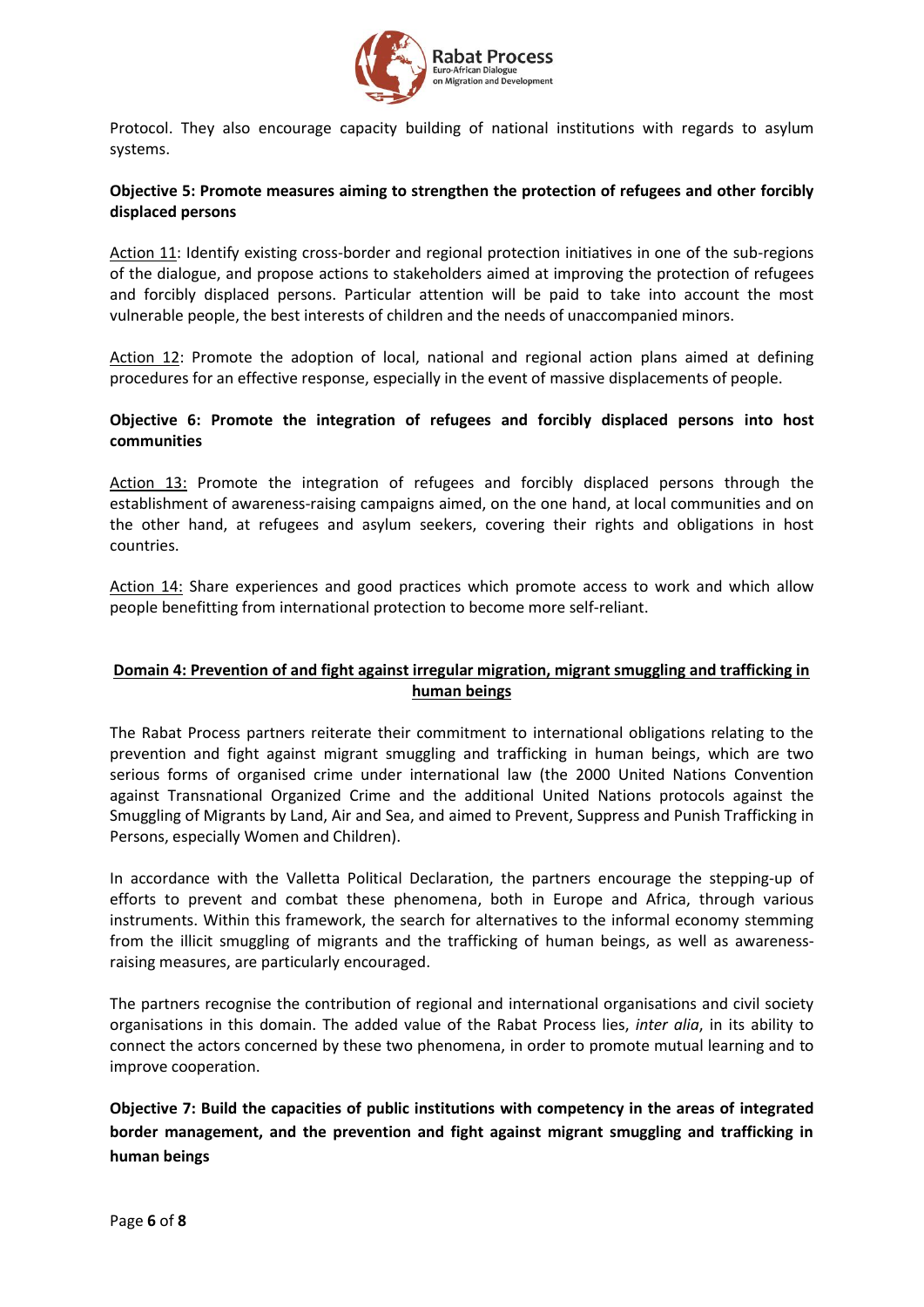Protocol. They also encourage capacity building of national institutions with regards to asylum systems.

**Objective 5: Promote measures aiming to strengthen the protection of refugees and other forcibly displaced persons**

Action 11: Identify existing cross-border and regional protection initiatives in one of the sub-regions of the dialogue, and propose actions to stakeholders aimed at improving the protection of refugees and forcibly displaced persons. Particular attention will be paid to take into account the most vulnerable people, the best interests of children and the needs of unaccompanied minors.

Action 12: Promote the adoption of local, national and regional action plans aimed at defining procedures for an effective response, especially in the event of massive displacements of people.

**Objective 6: Promote the integration of refugees and forcibly displaced persons into host communities**

Action 13: Promote the integration of refugees and forcibly displaced persons through the establishment of awareness-raising campaigns aimed, on the one hand, at local communities and on the other hand, at refugees and asylum seekers, covering their rights and obligations in host countries.

Action 14: Share experiences and good practices which promote access to work and which allow people benefitting from international protection to become more self-reliant.

## Domain 4: Prevention of and fight against irregular migration, migrant smuggling and trafficking in human beings

The Rabat Process partners reiterate their commitment to international obligations relating to the prevention and fight against migrant smuggling and trafficking in human beings, which are two serious forms of organised crime under international law (the 2000 United Nations Convention against Transnational Organized Crime and the additional United Nations protocols against the Smuggling of Migrants by Land, Air and Sea, and aimed to Prevent, Suppress and Punish Trafficking in Persons, especially Women and Children).

In accordance with the Valletta Political Declaration, the partners encourage the stepping-up of efforts to prevent and combat these phenomena, both in Europe and Africa, through various instruments. Within this framework, the search for alternatives to the informal economy stemming from the illicit smuggling of migrants and the trafficking of human beings, as well as awareness-raising measures, are particularly encouraged.

The partners recognise the contribution of regional and international organisations and civil society organisations in this domain. The added value of the Rabat Process lies, *inter alia*, in its ability to connect the actors concerned by these two phenomena, in order to promote mutual learning and to improve cooperation.

**Objective 7: Build the capacities of public institutions with competency in the areas of integrated border management, and the prevention and fight against migrant smuggling and trafficking in human beings**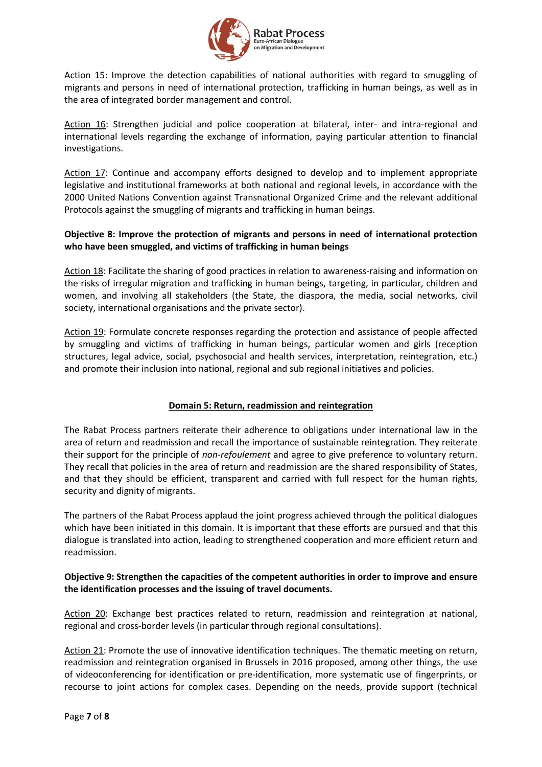Action 15: Improve the detection capabilities of national authorities with regard to smuggling of migrants and persons in need of international protection, trafficking in human beings, as well as in the area of integrated border management and control.

Action 16: Strengthen judicial and police cooperation at bilateral, inter- and intra-regional and international levels regarding the exchange of information, paying particular attention to financial investigations.

Action 17: Continue and accompany efforts designed to develop and to implement appropriate legislative and institutional frameworks at both national and regional levels, in accordance with the 2000 United Nations Convention against Transnational Organized Crime and the relevant additional Protocols against the smuggling of migrants and trafficking in human beings.

**Objective 8: Improve the protection of migrants and persons in need of international protection who have been smuggled, and victims of trafficking in human beings**

Action 18: Facilitate the sharing of good practices in relation to awareness-raising and information on the risks of irregular migration and trafficking in human beings, targeting, in particular, children and women, and involving all stakeholders (the State, the diaspora, the media, social networks, civil society, international organisations and the private sector).

Action 19: Formulate concrete responses regarding the protection and assistance of people affected by smuggling and victims of trafficking in human beings, particular women and girls (reception structures, legal advice, social, psychosocial and health services, interpretation, reintegration, etc.) and promote their inclusion into national, regional and sub regional initiatives and policies.

## Domain 5: Return, readmission and reintegration

The Rabat Process partners reiterate their adherence to obligations under international law in the area of return and readmission and recall the importance of sustainable reintegration. They reiterate their support for the principle of *non-refoulement* and agree to give preference to voluntary return. They recall that policies in the area of return and readmission are the shared responsibility of States, and that they should be efficient, transparent and carried with full respect for the human rights, security and dignity of migrants.

The partners of the Rabat Process applaud the joint progress achieved through the political dialogues which have been initiated in this domain. It is important that these efforts are pursued and that this dialogue is translated into action, leading to strengthened cooperation and more efficient return and readmission.

**Objective 9: Strengthen the capacities of the competent authorities in order to improve and ensure the identification processes and the issuing of travel documents.**

Action 20: Exchange best practices related to return, readmission and reintegration at national, regional and cross-border levels (in particular through regional consultations).

Action 21: Promote the use of innovative identification techniques. The thematic meeting on return, readmission and reintegration organised in Brussels in 2016 proposed, among other things, the use of videoconferencing for identification or pre-identification, more systematic use of fingerprints, or recourse to joint actions for complex cases. Depending on the needs, provide support (technical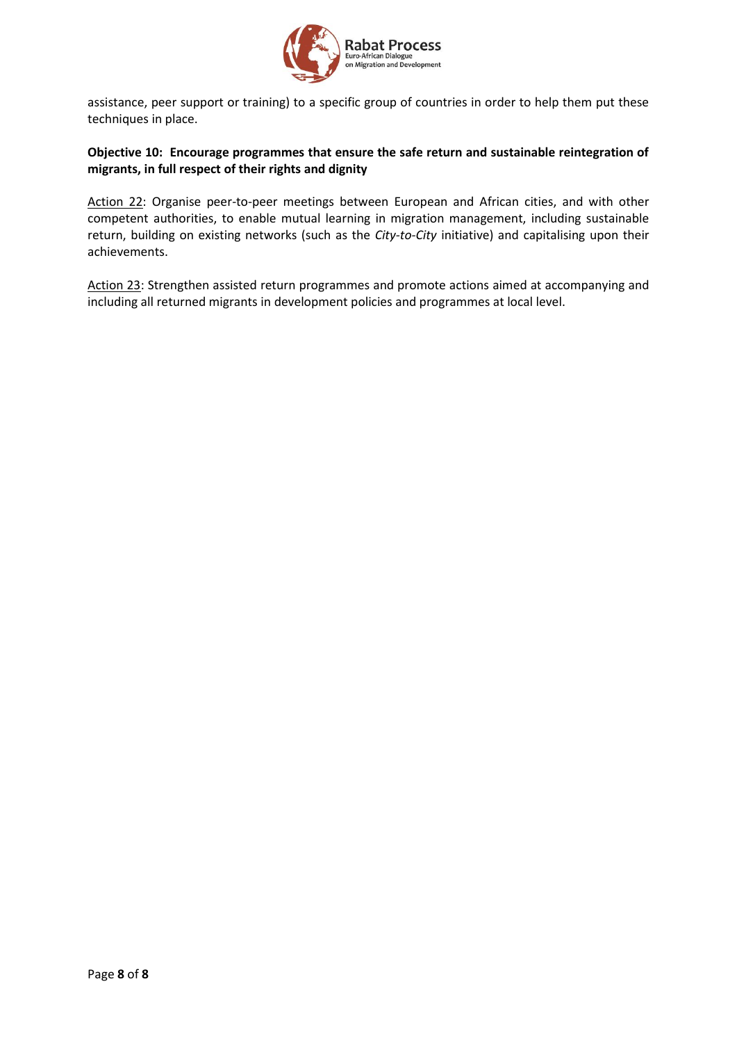assistance, peer support or training) to a specific group of countries in order to help them put these techniques in place.

**Objective 10: Encourage programmes that ensure the safe return and sustainable reintegration of migrants, in full respect of their rights and dignity**

Action 22: Organise peer-to-peer meetings between European and African cities, and with other competent authorities, to enable mutual learning in migration management, including sustainable return, building on existing networks (such as the *City-to-City* initiative) and capitalising upon their achievements.

Action 23: Strengthen assisted return programmes and promote actions aimed at accompanying and including all returned migrants in development policies and programmes at local level.